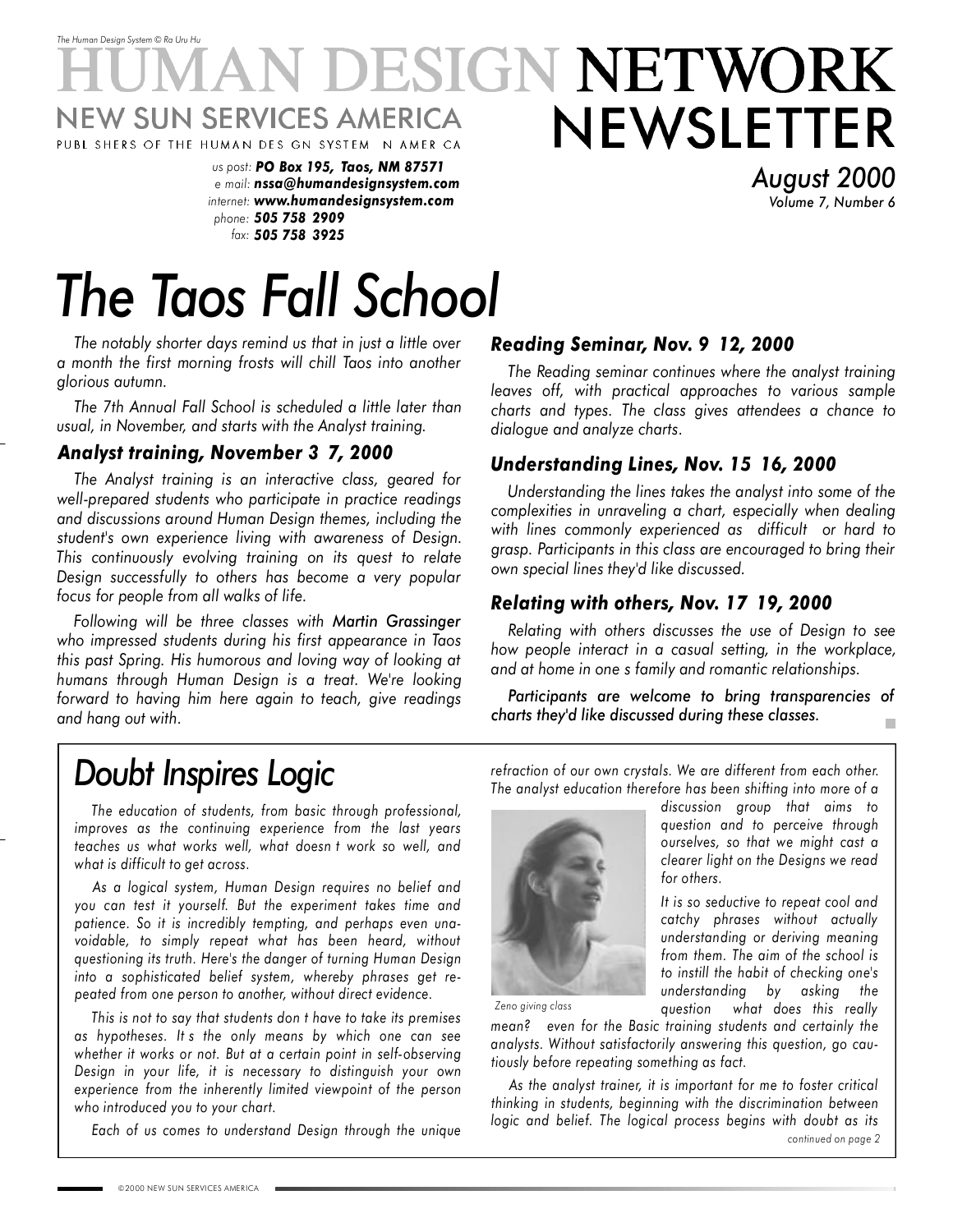The Human Design System © Ra Uru Hu

# HUMAN DESIGN NETWORK NEWSLETTER

NEW SUN SERVICES AMERICA
PUBL SHERS OF THE HUMAN DES GN SYSTEM N AMER CA

us post: **PO Box 195, Taos, NM 87571**
e mail: **nssa@humandesignsystem.com**
internet: **www.humandesignsystem.com**
phone: **505 758 2909**
fax: **505 758 3925**

August 2000
Volume 7, Number 6

# *The Taos Fall School*

*The notably shorter days remind us that in just a little over a month the first morning frosts will chill Taos into another glorious autumn.*

*The 7th Annual Fall School is scheduled a little later than usual, in November, and starts with the Analyst training.*

### *Analyst training, November 3 7, 2000*

*The Analyst training is an interactive class, geared for well-prepared students who participate in practice readings and discussions around Human Design themes, including the student's own experience living with awareness of Design. This continuously evolving training on its quest to relate Design successfully to others has become a very popular focus for people from all walks of life.*

*Following will be three classes with **Martin Grassinger** who impressed students during his first appearance in Taos this past Spring. His humorous and loving way of looking at humans through Human Design is a treat. We're looking forward to having him here again to teach, give readings and hang out with.*

### *Reading Seminar, Nov. 9 12, 2000*

*The Reading seminar continues where the analyst training leaves off, with practical approaches to various sample charts and types. The class gives attendees a chance to dialogue and analyze charts.*

### *Understanding Lines, Nov. 15 16, 2000*

*Understanding the lines takes the analyst into some of the complexities in unraveling a chart, especially when dealing with lines commonly experienced as difficult or hard to grasp. Participants in this class are encouraged to bring their own special lines they'd like discussed.*

### *Relating with others, Nov. 17 19, 2000*

*Relating with others discusses the use of Design to see how people interact in a casual setting, in the workplace, and at home in one s family and romantic relationships.*

***Participants are welcome to bring transparencies of charts they'd like discussed during these classes.***

# *Doubt Inspires Logic*

*The education of students, from basic through professional, improves as the continuing experience from the last years teaches us what works well, what doesn t work so well, and what is difficult to get across.*

*As a logical system, Human Design requires no belief and you can test it yourself. But the experiment takes time and patience. So it is incredibly tempting, and perhaps even unavoidable, to simply repeat what has been heard, without questioning its truth. Here's the danger of turning Human Design into a sophisticated belief system, whereby phrases get repeated from one person to another, without direct evidence.*

*This is not to say that students don t have to take its premises as hypotheses. It s the only means by which one can see whether it works or not. But at a certain point in self-observing Design in your life, it is necessary to distinguish your own experience from the inherently limited viewpoint of the person who introduced you to your chart.*

*Each of us comes to understand Design through the unique refraction of our own crystals. We are different from each other. The analyst education therefore has been shifting into more of a discussion group that aims to question and to perceive through ourselves, so that we might cast a clearer light on the Designs we read for others.*

*Zeno giving class*

*It is so seductive to repeat cool and catchy phrases without actually understanding or deriving meaning from them. The aim of the school is to instill the habit of checking one's understanding by asking the question what does this really mean? even for the Basic training students and certainly the analysts. Without satisfactorily answering this question, go cautiously before repeating something as fact.*

*As the analyst trainer, it is important for me to foster critical thinking in students, beginning with the discrimination between logic and belief. The logical process begins with doubt as its*

*continued on page 2*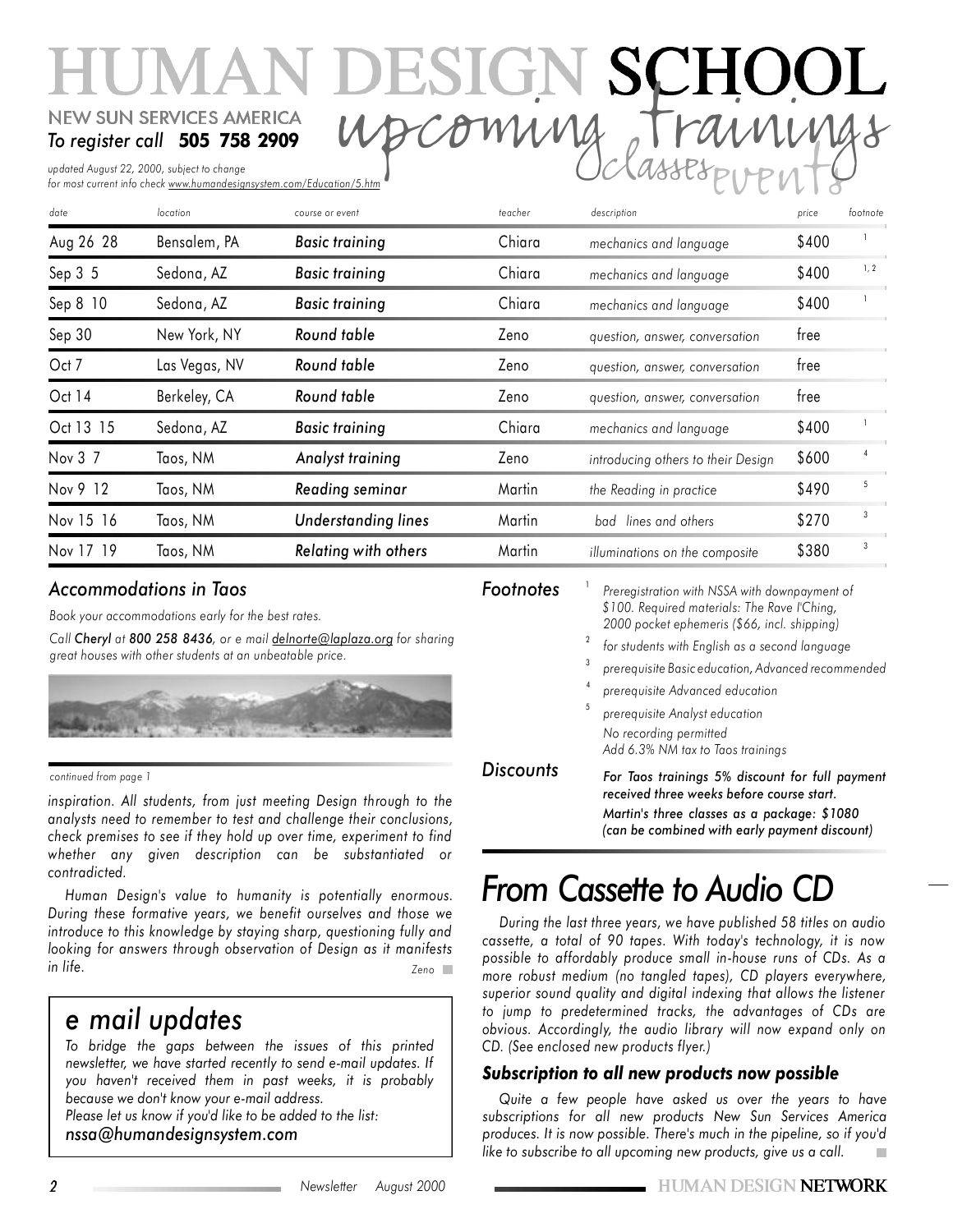# HUMAN DESIGN SCHOOL

## upcoming trainings classes events

NEW SUN SERVICES AMERICA

*To register call* **505 758 2909**

*updated August 22, 2000, subject to change*
*for most current info check www.humandesignsystem.com/Education/5.htm*

| date | location | course or event | teacher | description | price | footnote |
|---|---|---|---|---|---|---|
| Aug 26 28 | Bensalem, PA | *Basic training* | Chiara | *mechanics and language* | $400 | 1 |
| Sep 3 5 | Sedona, AZ | *Basic training* | Chiara | *mechanics and language* | $400 | 1, 2 |
| Sep 8 10 | Sedona, AZ | *Basic training* | Chiara | *mechanics and language* | $400 | 1 |
| Sep 30 | New York, NY | *Round table* | Zeno | *question, answer, conversation* | free | |
| Oct 7 | Las Vegas, NV | *Round table* | Zeno | *question, answer, conversation* | free | |
| Oct 14 | Berkeley, CA | *Round table* | Zeno | *question, answer, conversation* | free | |
| Oct 13 15 | Sedona, AZ | *Basic training* | Chiara | *mechanics and language* | $400 | 1 |
| Nov 3 7 | Taos, NM | *Analyst training* | Zeno | *introducing others to their Design* | $600 | 4 |
| Nov 9 12 | Taos, NM | *Reading seminar* | Martin | *the Reading in practice* | $490 | 5 |
| Nov 15 16 | Taos, NM | *Understanding lines* | Martin | *bad lines and others* | $270 | 3 |
| Nov 17 19 | Taos, NM | *Relating with others* | Martin | *illuminations on the composite* | $380 | 3 |

### Accommodations in Taos

*Book your accommodations early for the best rates.*

*Call* ***Cheryl*** *at* ***800 258 8436****, or e mail delnorte@laplaza.org for sharing great houses with other students at an unbeatable price.*

### Footnotes

1. *Preregistration with NSSA with downpayment of $100. Required materials: The Rave I'Ching, 2000 pocket ephemeris ($66, incl. shipping)*
2. *for students with English as a second language*
3. *prerequisite Basic education, Advanced recommended*
4. *prerequisite Advanced education*
5. *prerequisite Analyst education*

*No recording permitted*
*Add 6.3% NM tax to Taos trainings*

### Discounts

***For Taos trainings 5% discount for full payment received three weeks before course start.***

***Martin's three classes as a package: $1080 (can be combined with early payment discount)***

*continued from page 1*

*inspiration. All students, from just meeting Design through to the analysts need to remember to test and challenge their conclusions, check premises to see if they hold up over time, experiment to find whether any given description can be substantiated or contradicted.*

*Human Design's value to humanity is potentially enormous. During these formative years, we benefit ourselves and those we introduce to this knowledge by staying sharp, questioning fully and looking for answers through observation of Design as it manifests in life.*

*Zeno*

## e mail updates

*To bridge the gaps between the issues of this printed newsletter, we have started recently to send e-mail updates. If you haven't received them in past weeks, it is probably because we don't know your e-mail address.*
*Please let us know if you'd like to be added to the list:*
*nssa@humandesignsystem.com*

## From Cassette to Audio CD

*During the last three years, we have published 58 titles on audio cassette, a total of 90 tapes. With today's technology, it is now possible to affordably produce small in-house runs of CDs. As a more robust medium (no tangled tapes), CD players everywhere, superior sound quality and digital indexing that allows the listener to jump to predetermined tracks, the advantages of CDs are obvious. Accordingly, the audio library will now expand only on CD. (See enclosed new products flyer.)*

### Subscription to all new products now possible

*Quite a few people have asked us over the years to have subscriptions for all new products New Sun Services America produces. It is now possible. There's much in the pipeline, so if you'd like to subscribe to all upcoming new products, give us a call.*